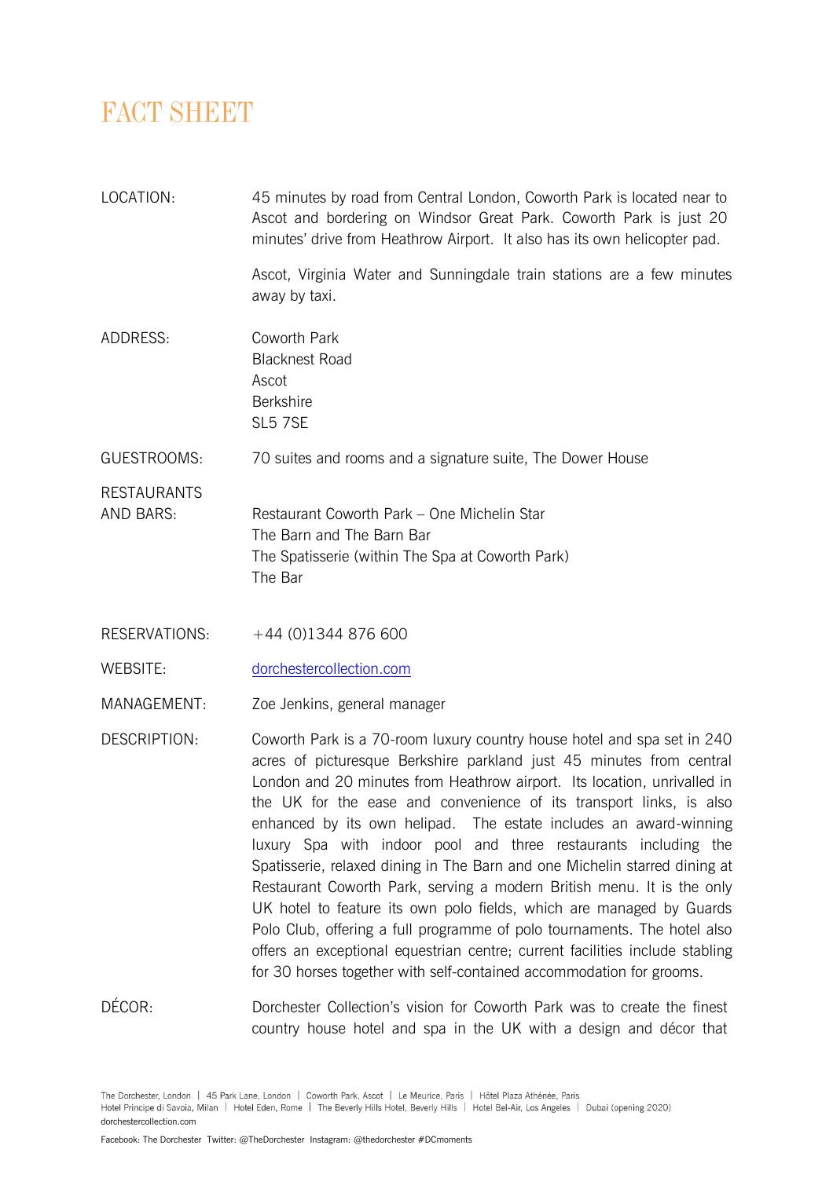# FACT SHEET

| | |
|---|---|
| LOCATION: | 45 minutes by road from Central London, Coworth Park is located near to Ascot and bordering on Windsor Great Park. Coworth Park is just 20 minutes' drive from Heathrow Airport. It also has its own helicopter pad.<br><br>Ascot, Virginia Water and Sunningdale train stations are a few minutes away by taxi. |
| ADDRESS: | Coworth Park<br>Blacknest Road<br>Ascot<br>Berkshire<br>SL5 7SE |
| GUESTROOMS: | 70 suites and rooms and a signature suite, The Dower House |
| RESTAURANTS AND BARS: | Restaurant Coworth Park – One Michelin Star<br>The Barn and The Barn Bar<br>The Spatisserie (within The Spa at Coworth Park)<br>The Bar |
| RESERVATIONS: | +44 (0)1344 876 600 |
| WEBSITE: | [dorchestercollection.com](https://dorchestercollection.com) |
| MANAGEMENT: | Zoe Jenkins, general manager |
| DESCRIPTION: | Coworth Park is a 70-room luxury country house hotel and spa set in 240 acres of picturesque Berkshire parkland just 45 minutes from central London and 20 minutes from Heathrow airport. Its location, unrivalled in the UK for the ease and convenience of its transport links, is also enhanced by its own helipad. The estate includes an award-winning luxury Spa with indoor pool and three restaurants including the Spatisserie, relaxed dining in The Barn and one Michelin starred dining at Restaurant Coworth Park, serving a modern British menu. It is the only UK hotel to feature its own polo fields, which are managed by Guards Polo Club, offering a full programme of polo tournaments. The hotel also offers an exceptional equestrian centre; current facilities include stabling for 30 horses together with self-contained accommodation for grooms. |
| DÉCOR: | Dorchester Collection's vision for Coworth Park was to create the finest country house hotel and spa in the UK with a design and décor that |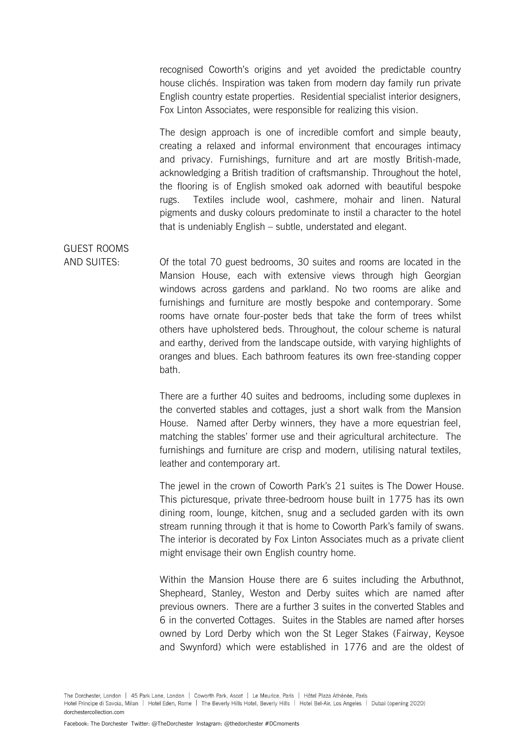recognised Coworth's origins and yet avoided the predictable country house clichés. Inspiration was taken from modern day family run private English country estate properties. Residential specialist interior designers, Fox Linton Associates, were responsible for realizing this vision.

The design approach is one of incredible comfort and simple beauty, creating a relaxed and informal environment that encourages intimacy and privacy. Furnishings, furniture and art are mostly British-made, acknowledging a British tradition of craftsmanship. Throughout the hotel, the flooring is of English smoked oak adorned with beautiful bespoke rugs. Textiles include wool, cashmere, mohair and linen. Natural pigments and dusky colours predominate to instil a character to the hotel that is undeniably English – subtle, understated and elegant.

**GUEST ROOMS AND SUITES:**

Of the total 70 guest bedrooms, 30 suites and rooms are located in the Mansion House, each with extensive views through high Georgian windows across gardens and parkland. No two rooms are alike and furnishings and furniture are mostly bespoke and contemporary. Some rooms have ornate four-poster beds that take the form of trees whilst others have upholstered beds. Throughout, the colour scheme is natural and earthy, derived from the landscape outside, with varying highlights of oranges and blues. Each bathroom features its own free-standing copper bath.

There are a further 40 suites and bedrooms, including some duplexes in the converted stables and cottages, just a short walk from the Mansion House. Named after Derby winners, they have a more equestrian feel, matching the stables' former use and their agricultural architecture. The furnishings and furniture are crisp and modern, utilising natural textiles, leather and contemporary art.

The jewel in the crown of Coworth Park's 21 suites is The Dower House. This picturesque, private three-bedroom house built in 1775 has its own dining room, lounge, kitchen, snug and a secluded garden with its own stream running through it that is home to Coworth Park's family of swans. The interior is decorated by Fox Linton Associates much as a private client might envisage their own English country home.

Within the Mansion House there are 6 suites including the Arbuthnot, Shepheard, Stanley, Weston and Derby suites which are named after previous owners. There are a further 3 suites in the converted Stables and 6 in the converted Cottages. Suites in the Stables are named after horses owned by Lord Derby which won the St Leger Stakes (Fairway, Keysoe and Swynford) which were established in 1776 and are the oldest of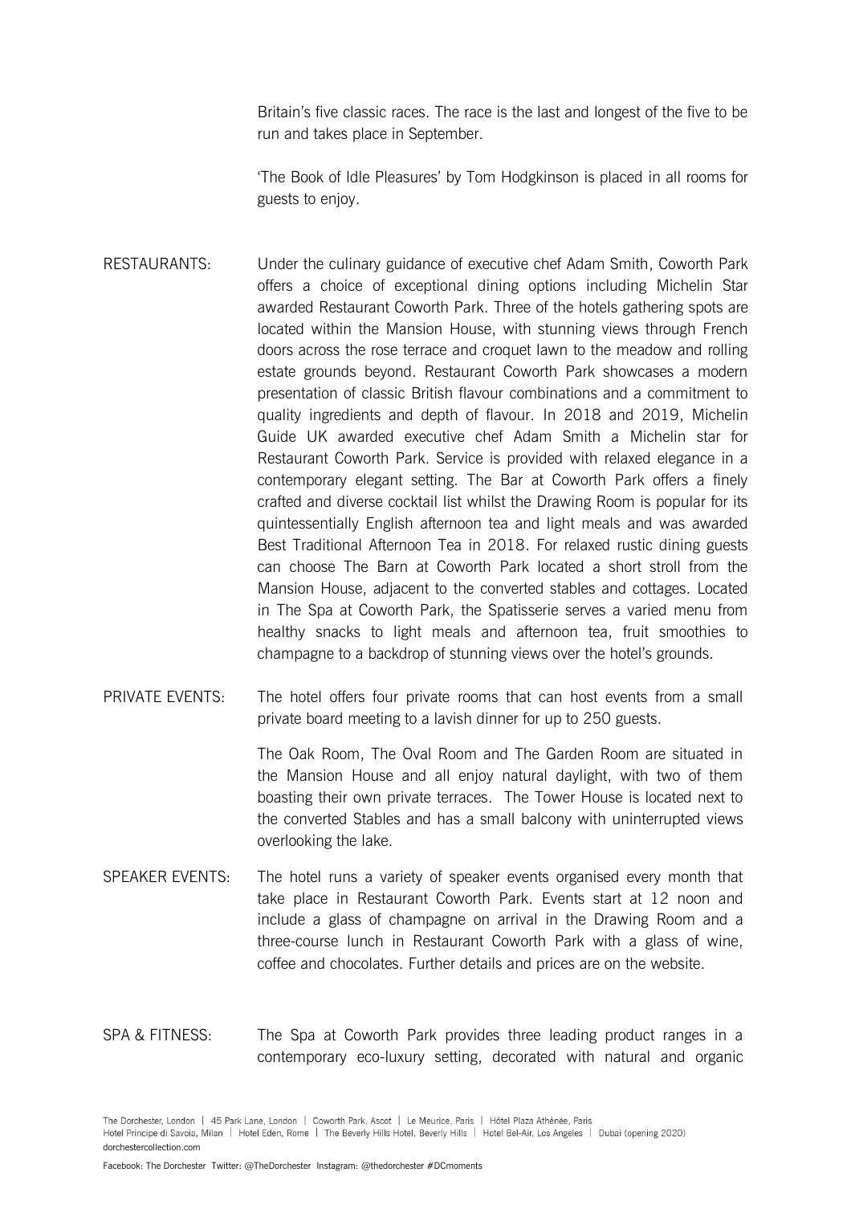Britain's five classic races. The race is the last and longest of the five to be run and takes place in September.

'The Book of Idle Pleasures' by Tom Hodgkinson is placed in all rooms for guests to enjoy.

**RESTAURANTS:** Under the culinary guidance of executive chef Adam Smith, Coworth Park offers a choice of exceptional dining options including Michelin Star awarded Restaurant Coworth Park. Three of the hotels gathering spots are located within the Mansion House, with stunning views through French doors across the rose terrace and croquet lawn to the meadow and rolling estate grounds beyond. Restaurant Coworth Park showcases a modern presentation of classic British flavour combinations and a commitment to quality ingredients and depth of flavour. In 2018 and 2019, Michelin Guide UK awarded executive chef Adam Smith a Michelin star for Restaurant Coworth Park. Service is provided with relaxed elegance in a contemporary elegant setting. The Bar at Coworth Park offers a finely crafted and diverse cocktail list whilst the Drawing Room is popular for its quintessentially English afternoon tea and light meals and was awarded Best Traditional Afternoon Tea in 2018. For relaxed rustic dining guests can choose The Barn at Coworth Park located a short stroll from the Mansion House, adjacent to the converted stables and cottages. Located in The Spa at Coworth Park, the Spatisserie serves a varied menu from healthy snacks to light meals and afternoon tea, fruit smoothies to champagne to a backdrop of stunning views over the hotel's grounds.

**PRIVATE EVENTS:** The hotel offers four private rooms that can host events from a small private board meeting to a lavish dinner for up to 250 guests.

The Oak Room, The Oval Room and The Garden Room are situated in the Mansion House and all enjoy natural daylight, with two of them boasting their own private terraces. The Tower House is located next to the converted Stables and has a small balcony with uninterrupted views overlooking the lake.

**SPEAKER EVENTS:** The hotel runs a variety of speaker events organised every month that take place in Restaurant Coworth Park. Events start at 12 noon and include a glass of champagne on arrival in the Drawing Room and a three-course lunch in Restaurant Coworth Park with a glass of wine, coffee and chocolates. Further details and prices are on the website.

**SPA & FITNESS:** The Spa at Coworth Park provides three leading product ranges in a contemporary eco-luxury setting, decorated with natural and organic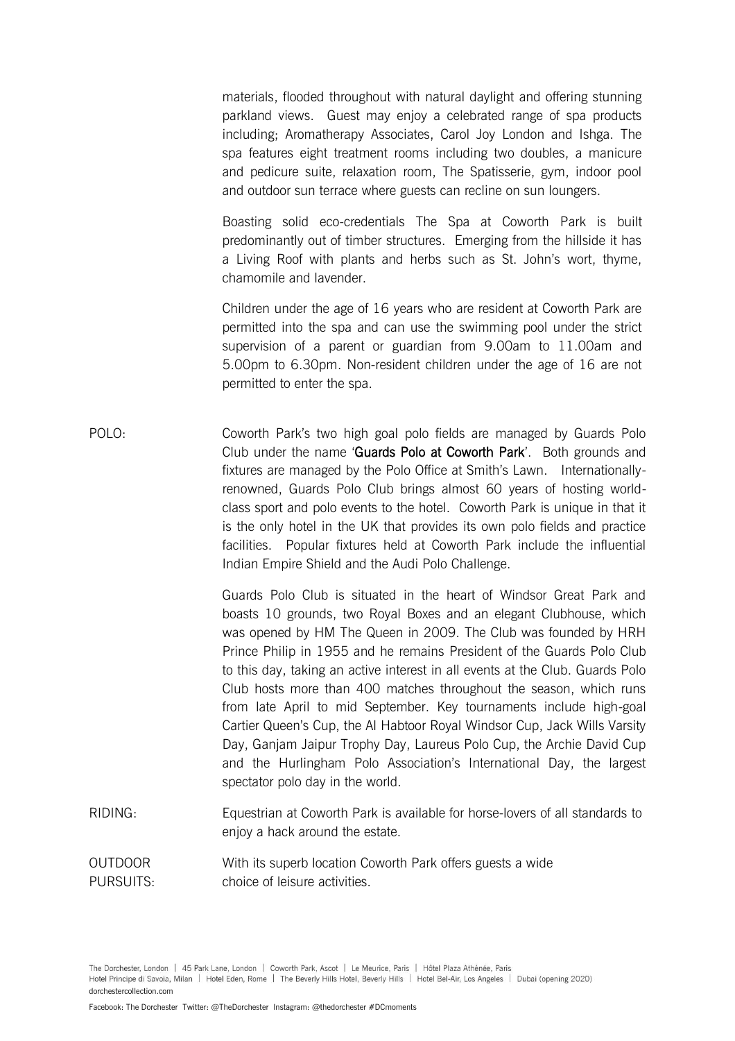materials, flooded throughout with natural daylight and offering stunning parkland views. Guest may enjoy a celebrated range of spa products including; Aromatherapy Associates, Carol Joy London and Ishga. The spa features eight treatment rooms including two doubles, a manicure and pedicure suite, relaxation room, The Spatisserie, gym, indoor pool and outdoor sun terrace where guests can recline on sun loungers.

Boasting solid eco-credentials The Spa at Coworth Park is built predominantly out of timber structures. Emerging from the hillside it has a Living Roof with plants and herbs such as St. John's wort, thyme, chamomile and lavender.

Children under the age of 16 years who are resident at Coworth Park are permitted into the spa and can use the swimming pool under the strict supervision of a parent or guardian from 9.00am to 11.00am and 5.00pm to 6.30pm. Non-resident children under the age of 16 are not permitted to enter the spa.

POLO: Coworth Park's two high goal polo fields are managed by Guards Polo Club under the name '**Guards Polo at Coworth Park**'. Both grounds and fixtures are managed by the Polo Office at Smith's Lawn. Internationally-renowned, Guards Polo Club brings almost 60 years of hosting world-class sport and polo events to the hotel. Coworth Park is unique in that it is the only hotel in the UK that provides its own polo fields and practice facilities. Popular fixtures held at Coworth Park include the influential Indian Empire Shield and the Audi Polo Challenge.

Guards Polo Club is situated in the heart of Windsor Great Park and boasts 10 grounds, two Royal Boxes and an elegant Clubhouse, which was opened by HM The Queen in 2009. The Club was founded by HRH Prince Philip in 1955 and he remains President of the Guards Polo Club to this day, taking an active interest in all events at the Club. Guards Polo Club hosts more than 400 matches throughout the season, which runs from late April to mid September. Key tournaments include high-goal Cartier Queen's Cup, the Al Habtoor Royal Windsor Cup, Jack Wills Varsity Day, Ganjam Jaipur Trophy Day, Laureus Polo Cup, the Archie David Cup and the Hurlingham Polo Association's International Day, the largest spectator polo day in the world.

RIDING: Equestrian at Coworth Park is available for horse-lovers of all standards to enjoy a hack around the estate.

OUTDOOR PURSUITS: With its superb location Coworth Park offers guests a wide choice of leisure activities.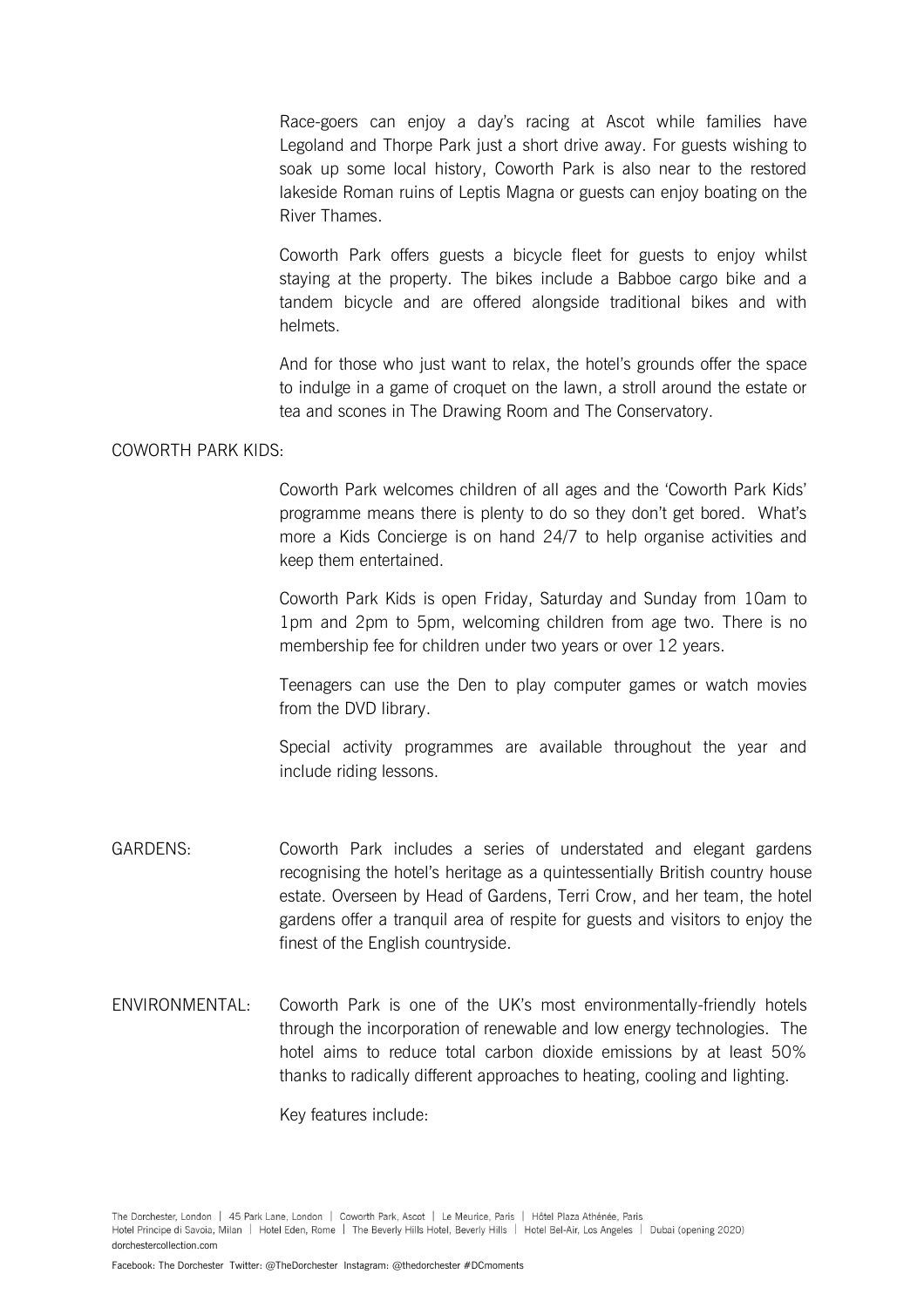Race-goers can enjoy a day's racing at Ascot while families have Legoland and Thorpe Park just a short drive away. For guests wishing to soak up some local history, Coworth Park is also near to the restored lakeside Roman ruins of Leptis Magna or guests can enjoy boating on the River Thames.

Coworth Park offers guests a bicycle fleet for guests to enjoy whilst staying at the property. The bikes include a Babboe cargo bike and a tandem bicycle and are offered alongside traditional bikes and with helmets.

And for those who just want to relax, the hotel's grounds offer the space to indulge in a game of croquet on the lawn, a stroll around the estate or tea and scones in The Drawing Room and The Conservatory.

COWORTH PARK KIDS:

Coworth Park welcomes children of all ages and the 'Coworth Park Kids' programme means there is plenty to do so they don't get bored. What's more a Kids Concierge is on hand 24/7 to help organise activities and keep them entertained.

Coworth Park Kids is open Friday, Saturday and Sunday from 10am to 1pm and 2pm to 5pm, welcoming children from age two. There is no membership fee for children under two years or over 12 years.

Teenagers can use the Den to play computer games or watch movies from the DVD library.

Special activity programmes are available throughout the year and include riding lessons.

GARDENS: Coworth Park includes a series of understated and elegant gardens recognising the hotel's heritage as a quintessentially British country house estate. Overseen by Head of Gardens, Terri Crow, and her team, the hotel gardens offer a tranquil area of respite for guests and visitors to enjoy the finest of the English countryside.

ENVIRONMENTAL: Coworth Park is one of the UK's most environmentally-friendly hotels through the incorporation of renewable and low energy technologies. The hotel aims to reduce total carbon dioxide emissions by at least 50% thanks to radically different approaches to heating, cooling and lighting.

Key features include: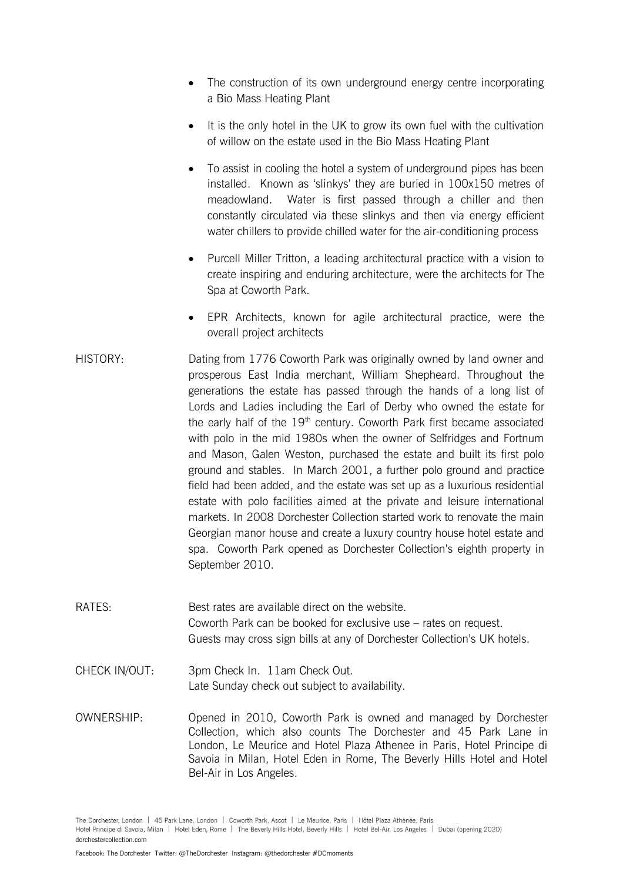- The construction of its own underground energy centre incorporating a Bio Mass Heating Plant
- It is the only hotel in the UK to grow its own fuel with the cultivation of willow on the estate used in the Bio Mass Heating Plant
- To assist in cooling the hotel a system of underground pipes has been installed. Known as 'slinkys' they are buried in 100x150 metres of meadowland. Water is first passed through a chiller and then constantly circulated via these slinkys and then via energy efficient water chillers to provide chilled water for the air-conditioning process
- Purcell Miller Tritton, a leading architectural practice with a vision to create inspiring and enduring architecture, were the architects for The Spa at Coworth Park.
- EPR Architects, known for agile architectural practice, were the overall project architects

**HISTORY:** Dating from 1776 Coworth Park was originally owned by land owner and prosperous East India merchant, William Shepheard. Throughout the generations the estate has passed through the hands of a long list of Lords and Ladies including the Earl of Derby who owned the estate for the early half of the 19th century. Coworth Park first became associated with polo in the mid 1980s when the owner of Selfridges and Fortnum and Mason, Galen Weston, purchased the estate and built its first polo ground and stables. In March 2001, a further polo ground and practice field had been added, and the estate was set up as a luxurious residential estate with polo facilities aimed at the private and leisure international markets. In 2008 Dorchester Collection started work to renovate the main Georgian manor house and create a luxury country house hotel estate and spa. Coworth Park opened as Dorchester Collection's eighth property in September 2010.

**RATES:** Best rates are available direct on the website.
Coworth Park can be booked for exclusive use – rates on request.
Guests may cross sign bills at any of Dorchester Collection's UK hotels.

**CHECK IN/OUT:** 3pm Check In. 11am Check Out.
Late Sunday check out subject to availability.

**OWNERSHIP:** Opened in 2010, Coworth Park is owned and managed by Dorchester Collection, which also counts The Dorchester and 45 Park Lane in London, Le Meurice and Hotel Plaza Athenee in Paris, Hotel Principe di Savoia in Milan, Hotel Eden in Rome, The Beverly Hills Hotel and Hotel Bel-Air in Los Angeles.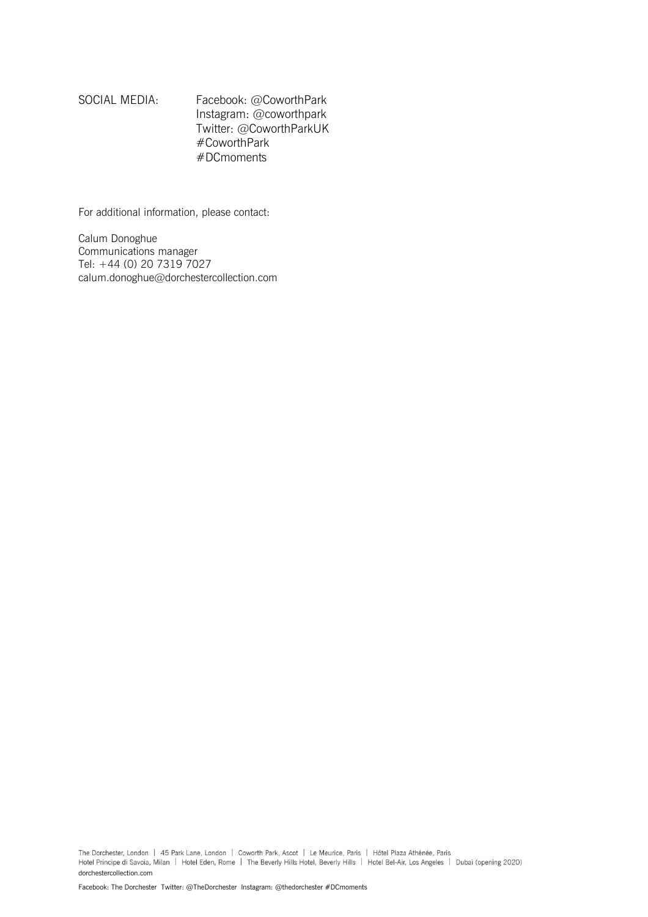SOCIAL MEDIA: Facebook: @CoworthPark
Instagram: @coworthpark
Twitter: @CoworthParkUK
#CoworthPark
#DCmoments

For additional information, please contact:

Calum Donoghue
Communications manager
Tel: +44 (0) 20 7319 7027
calum.donoghue@dorchestercollection.com

The Dorchester, London | 45 Park Lane, London | Coworth Park, Ascot | Le Meurice, Paris | Hôtel Plaza Athénée, Paris
Hotel Principe di Savoia, Milan | Hotel Eden, Rome | The Beverly Hills Hotel, Beverly Hills | Hotel Bel-Air, Los Angeles | Dubai (opening 2020)
dorchestercollection.com

Facebook: The Dorchester Twitter: @TheDorchester Instagram: @thedorchester #DCmoments